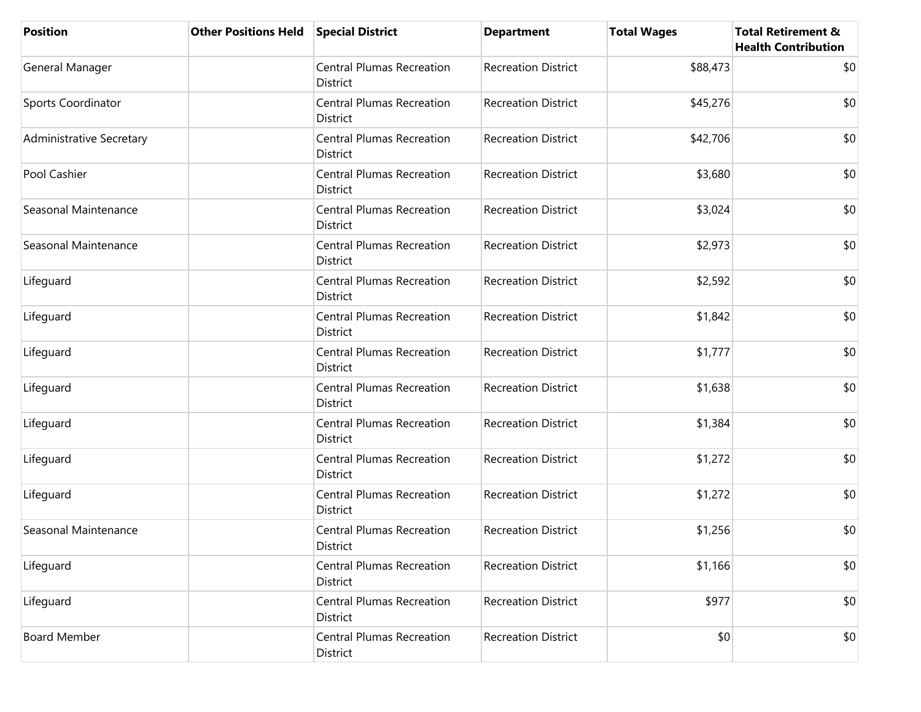| Position | Other Positions Held | Special District | Department | Total Wages | Total Retirement & Health Contribution |
|---|---|---|---|---|---|
| General Manager | | Central Plumas Recreation District | Recreation District | $88,473 | $0 |
| Sports Coordinator | | Central Plumas Recreation District | Recreation District | $45,276 | $0 |
| Administrative Secretary | | Central Plumas Recreation District | Recreation District | $42,706 | $0 |
| Pool Cashier | | Central Plumas Recreation District | Recreation District | $3,680 | $0 |
| Seasonal Maintenance | | Central Plumas Recreation District | Recreation District | $3,024 | $0 |
| Seasonal Maintenance | | Central Plumas Recreation District | Recreation District | $2,973 | $0 |
| Lifeguard | | Central Plumas Recreation District | Recreation District | $2,592 | $0 |
| Lifeguard | | Central Plumas Recreation District | Recreation District | $1,842 | $0 |
| Lifeguard | | Central Plumas Recreation District | Recreation District | $1,777 | $0 |
| Lifeguard | | Central Plumas Recreation District | Recreation District | $1,638 | $0 |
| Lifeguard | | Central Plumas Recreation District | Recreation District | $1,384 | $0 |
| Lifeguard | | Central Plumas Recreation District | Recreation District | $1,272 | $0 |
| Lifeguard | | Central Plumas Recreation District | Recreation District | $1,272 | $0 |
| Seasonal Maintenance | | Central Plumas Recreation District | Recreation District | $1,256 | $0 |
| Lifeguard | | Central Plumas Recreation District | Recreation District | $1,166 | $0 |
| Lifeguard | | Central Plumas Recreation District | Recreation District | $977 | $0 |
| Board Member | | Central Plumas Recreation District | Recreation District | $0 | $0 |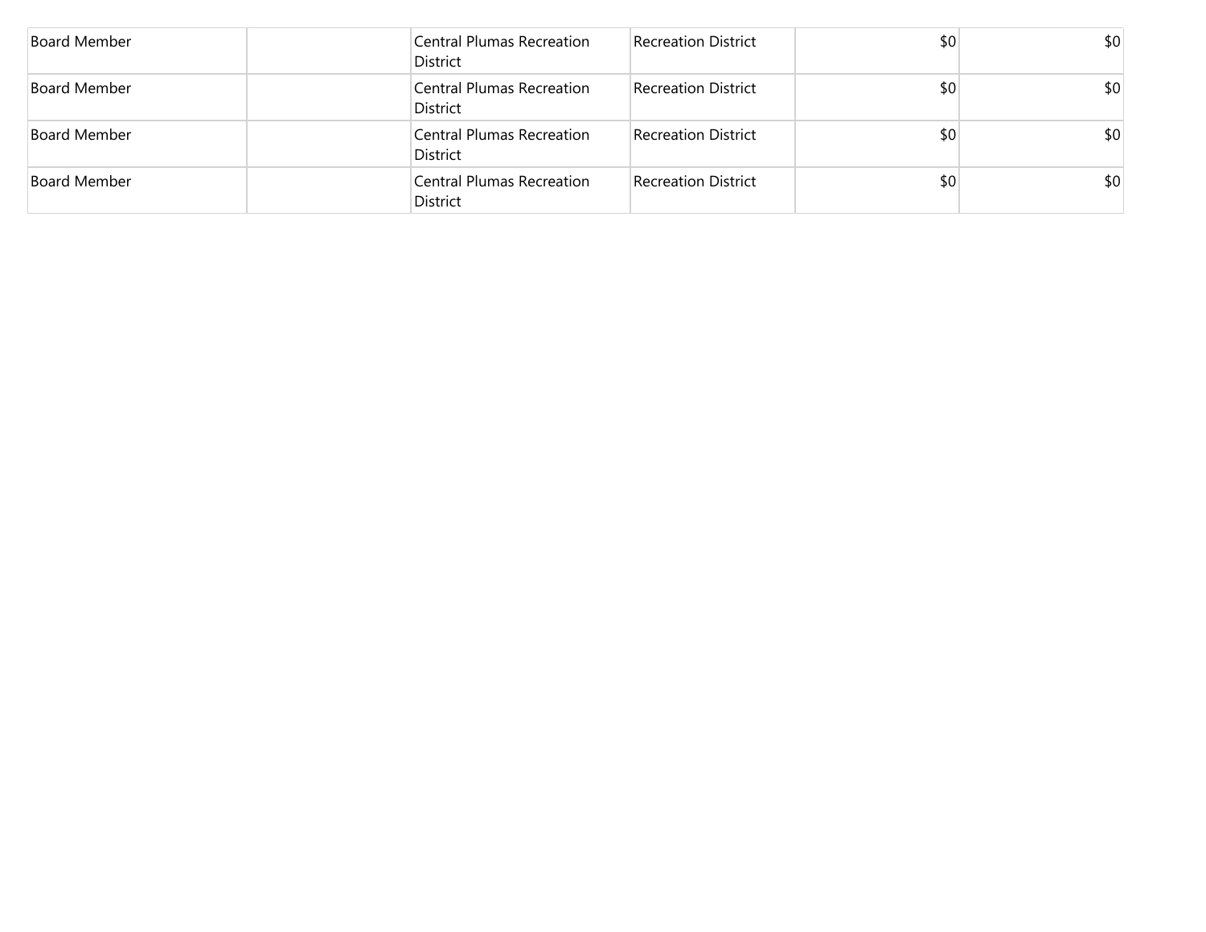| | | | | | |
|---|---|---|---|---|---|
| Board Member | | Central Plumas Recreation District | Recreation District | $0 | $0 |
| Board Member | | Central Plumas Recreation District | Recreation District | $0 | $0 |
| Board Member | | Central Plumas Recreation District | Recreation District | $0 | $0 |
| Board Member | | Central Plumas Recreation District | Recreation District | $0 | $0 |